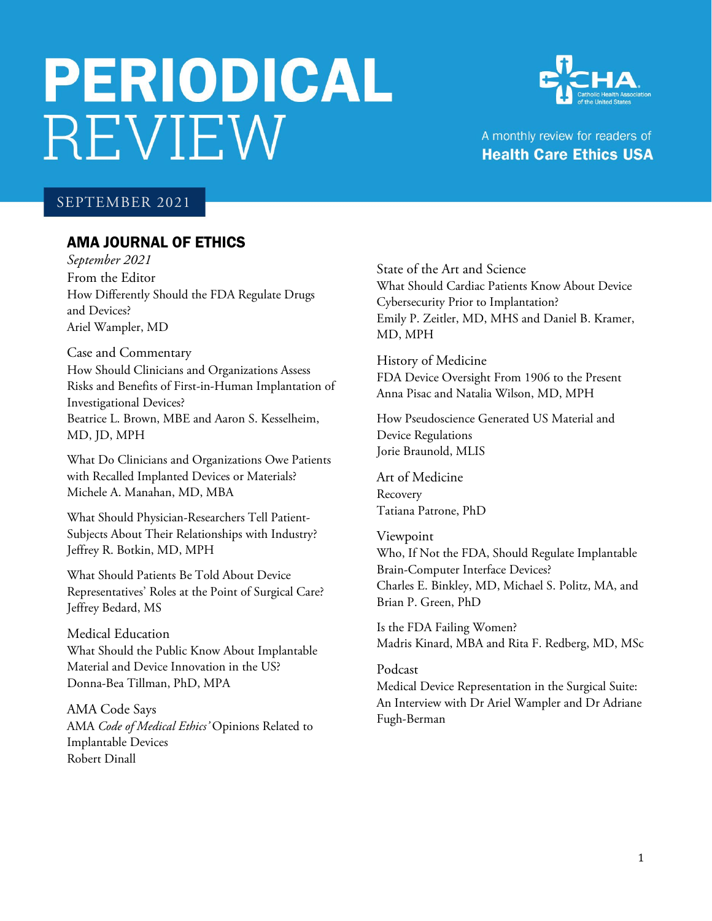# PERIODICAL REVIEW

A monthly review for readers of **Health Care Ethics USA**

SEPTEMBER 2021

## AMA JOURNAL OF ETHICS

*September 2021*

From the Editor
How Differently Should the FDA Regulate Drugs and Devices?
Ariel Wampler, MD

Case and Commentary
How Should Clinicians and Organizations Assess Risks and Benefits of First-in-Human Implantation of Investigational Devices?
Beatrice L. Brown, MBE and Aaron S. Kesselheim, MD, JD, MPH

What Do Clinicians and Organizations Owe Patients with Recalled Implanted Devices or Materials?
Michele A. Manahan, MD, MBA

What Should Physician-Researchers Tell Patient-Subjects About Their Relationships with Industry?
Jeffrey R. Botkin, MD, MPH

What Should Patients Be Told About Device Representatives' Roles at the Point of Surgical Care?
Jeffrey Bedard, MS

Medical Education
What Should the Public Know About Implantable Material and Device Innovation in the US?
Donna-Bea Tillman, PhD, MPA

AMA Code Says
AMA *Code of Medical Ethics'* Opinions Related to Implantable Devices
Robert Dinall

State of the Art and Science
What Should Cardiac Patients Know About Device Cybersecurity Prior to Implantation?
Emily P. Zeitler, MD, MHS and Daniel B. Kramer, MD, MPH

History of Medicine
FDA Device Oversight From 1906 to the Present
Anna Pisac and Natalia Wilson, MD, MPH

How Pseudoscience Generated US Material and Device Regulations
Jorie Braunold, MLIS

Art of Medicine
Recovery
Tatiana Patrone, PhD

Viewpoint
Who, If Not the FDA, Should Regulate Implantable Brain-Computer Interface Devices?
Charles E. Binkley, MD, Michael S. Politz, MA, and Brian P. Green, PhD

Is the FDA Failing Women?
Madris Kinard, MBA and Rita F. Redberg, MD, MSc

Podcast
Medical Device Representation in the Surgical Suite: An Interview with Dr Ariel Wampler and Dr Adriane Fugh-Berman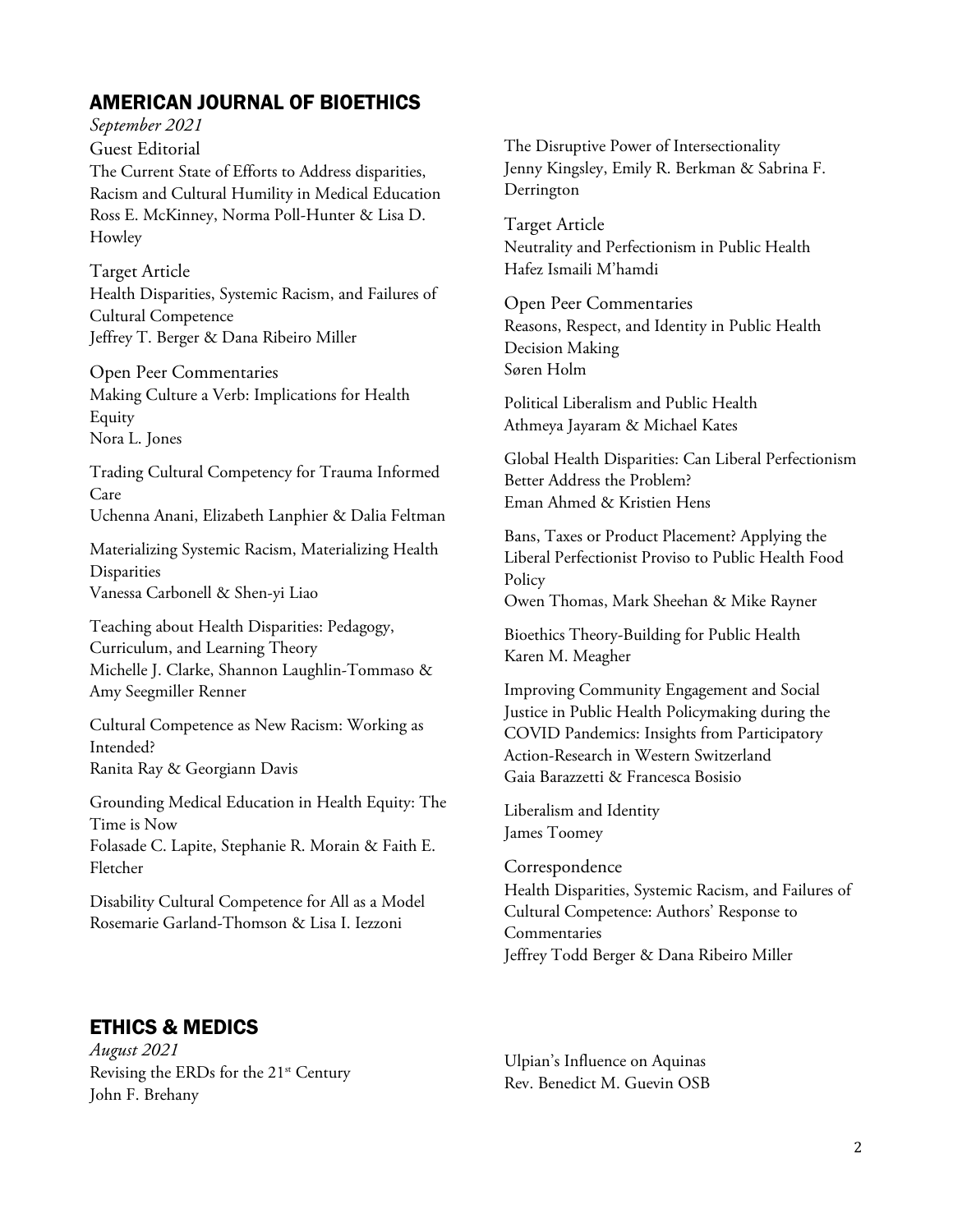## AMERICAN JOURNAL OF BIOETHICS

*September 2021*

Guest Editorial
The Current State of Efforts to Address disparities, Racism and Cultural Humility in Medical Education
Ross E. McKinney, Norma Poll-Hunter & Lisa D. Howley

Target Article
Health Disparities, Systemic Racism, and Failures of Cultural Competence
Jeffrey T. Berger & Dana Ribeiro Miller

Open Peer Commentaries
Making Culture a Verb: Implications for Health Equity
Nora L. Jones

Trading Cultural Competency for Trauma Informed Care
Uchenna Anani, Elizabeth Lanphier & Dalia Feltman

Materializing Systemic Racism, Materializing Health Disparities
Vanessa Carbonell & Shen-yi Liao

Teaching about Health Disparities: Pedagogy, Curriculum, and Learning Theory
Michelle J. Clarke, Shannon Laughlin-Tommaso & Amy Seegmiller Renner

Cultural Competence as New Racism: Working as Intended?
Ranita Ray & Georgiann Davis

Grounding Medical Education in Health Equity: The Time is Now
Folasade C. Lapite, Stephanie R. Morain & Faith E. Fletcher

Disability Cultural Competence for All as a Model
Rosemarie Garland-Thomson & Lisa I. Iezzoni

The Disruptive Power of Intersectionality
Jenny Kingsley, Emily R. Berkman & Sabrina F. Derrington

Target Article
Neutrality and Perfectionism in Public Health
Hafez Ismaili M'hamdi

Open Peer Commentaries
Reasons, Respect, and Identity in Public Health Decision Making
Søren Holm

Political Liberalism and Public Health
Athmeya Jayaram & Michael Kates

Global Health Disparities: Can Liberal Perfectionism Better Address the Problem?
Eman Ahmed & Kristien Hens

Bans, Taxes or Product Placement? Applying the Liberal Perfectionist Proviso to Public Health Food Policy
Owen Thomas, Mark Sheehan & Mike Rayner

Bioethics Theory-Building for Public Health
Karen M. Meagher

Improving Community Engagement and Social Justice in Public Health Policymaking during the COVID Pandemics: Insights from Participatory Action-Research in Western Switzerland
Gaia Barazzetti & Francesca Bosisio

Liberalism and Identity
James Toomey

Correspondence
Health Disparities, Systemic Racism, and Failures of Cultural Competence: Authors' Response to Commentaries
Jeffrey Todd Berger & Dana Ribeiro Miller

## ETHICS & MEDICS

*August 2021*

Revising the ERDs for the 21st Century
John F. Brehany

Ulpian's Influence on Aquinas
Rev. Benedict M. Guevin OSB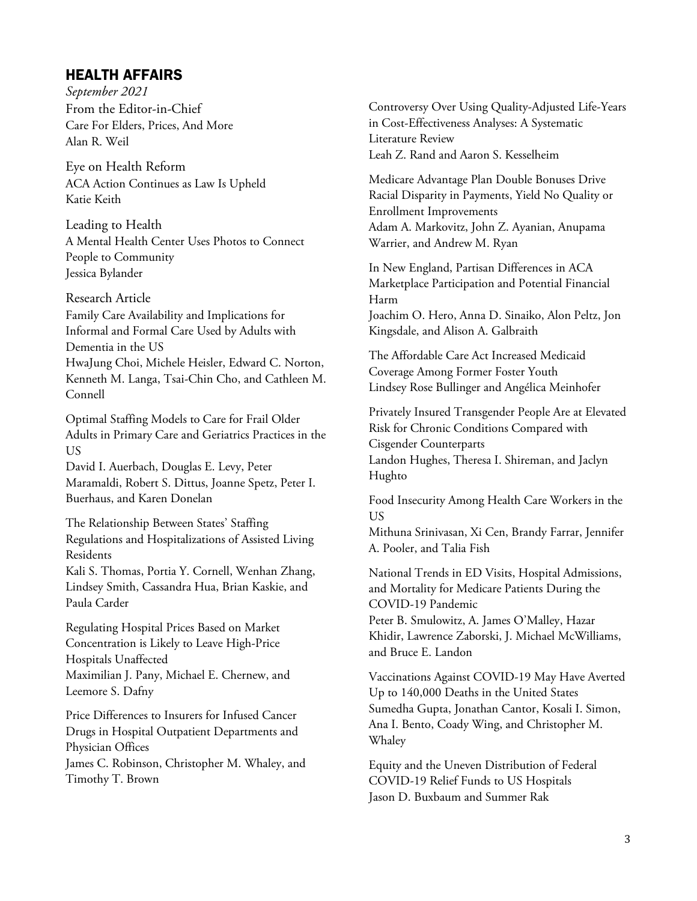## HEALTH AFFAIRS

*September 2021*

From the Editor-in-Chief
Care For Elders, Prices, And More
Alan R. Weil

Eye on Health Reform
ACA Action Continues as Law Is Upheld
Katie Keith

Leading to Health
A Mental Health Center Uses Photos to Connect People to Community
Jessica Bylander

Research Article
Family Care Availability and Implications for Informal and Formal Care Used by Adults with Dementia in the US
HwaJung Choi, Michele Heisler, Edward C. Norton, Kenneth M. Langa, Tsai-Chin Cho, and Cathleen M. Connell

Optimal Staffing Models to Care for Frail Older Adults in Primary Care and Geriatrics Practices in the US
David I. Auerbach, Douglas E. Levy, Peter Maramaldi, Robert S. Dittus, Joanne Spetz, Peter I. Buerhaus, and Karen Donelan

The Relationship Between States' Staffing Regulations and Hospitalizations of Assisted Living Residents
Kali S. Thomas, Portia Y. Cornell, Wenhan Zhang, Lindsey Smith, Cassandra Hua, Brian Kaskie, and Paula Carder

Regulating Hospital Prices Based on Market Concentration is Likely to Leave High-Price Hospitals Unaffected
Maximilian J. Pany, Michael E. Chernew, and Leemore S. Dafny

Price Differences to Insurers for Infused Cancer Drugs in Hospital Outpatient Departments and Physician Offices
James C. Robinson, Christopher M. Whaley, and Timothy T. Brown

Controversy Over Using Quality-Adjusted Life-Years in Cost-Effectiveness Analyses: A Systematic Literature Review
Leah Z. Rand and Aaron S. Kesselheim

Medicare Advantage Plan Double Bonuses Drive Racial Disparity in Payments, Yield No Quality or Enrollment Improvements
Adam A. Markovitz, John Z. Ayanian, Anupama Warrier, and Andrew M. Ryan

In New England, Partisan Differences in ACA Marketplace Participation and Potential Financial Harm
Joachim O. Hero, Anna D. Sinaiko, Alon Peltz, Jon Kingsdale, and Alison A. Galbraith

The Affordable Care Act Increased Medicaid Coverage Among Former Foster Youth
Lindsey Rose Bullinger and Angélica Meinhofer

Privately Insured Transgender People Are at Elevated Risk for Chronic Conditions Compared with Cisgender Counterparts
Landon Hughes, Theresa I. Shireman, and Jaclyn Hughto

Food Insecurity Among Health Care Workers in the US
Mithuna Srinivasan, Xi Cen, Brandy Farrar, Jennifer A. Pooler, and Talia Fish

National Trends in ED Visits, Hospital Admissions, and Mortality for Medicare Patients During the COVID-19 Pandemic
Peter B. Smulowitz, A. James O'Malley, Hazar Khidir, Lawrence Zaborski, J. Michael McWilliams, and Bruce E. Landon

Vaccinations Against COVID-19 May Have Averted Up to 140,000 Deaths in the United States
Sumedha Gupta, Jonathan Cantor, Kosali I. Simon, Ana I. Bento, Coady Wing, and Christopher M. Whaley

Equity and the Uneven Distribution of Federal COVID-19 Relief Funds to US Hospitals
Jason D. Buxbaum and Summer Rak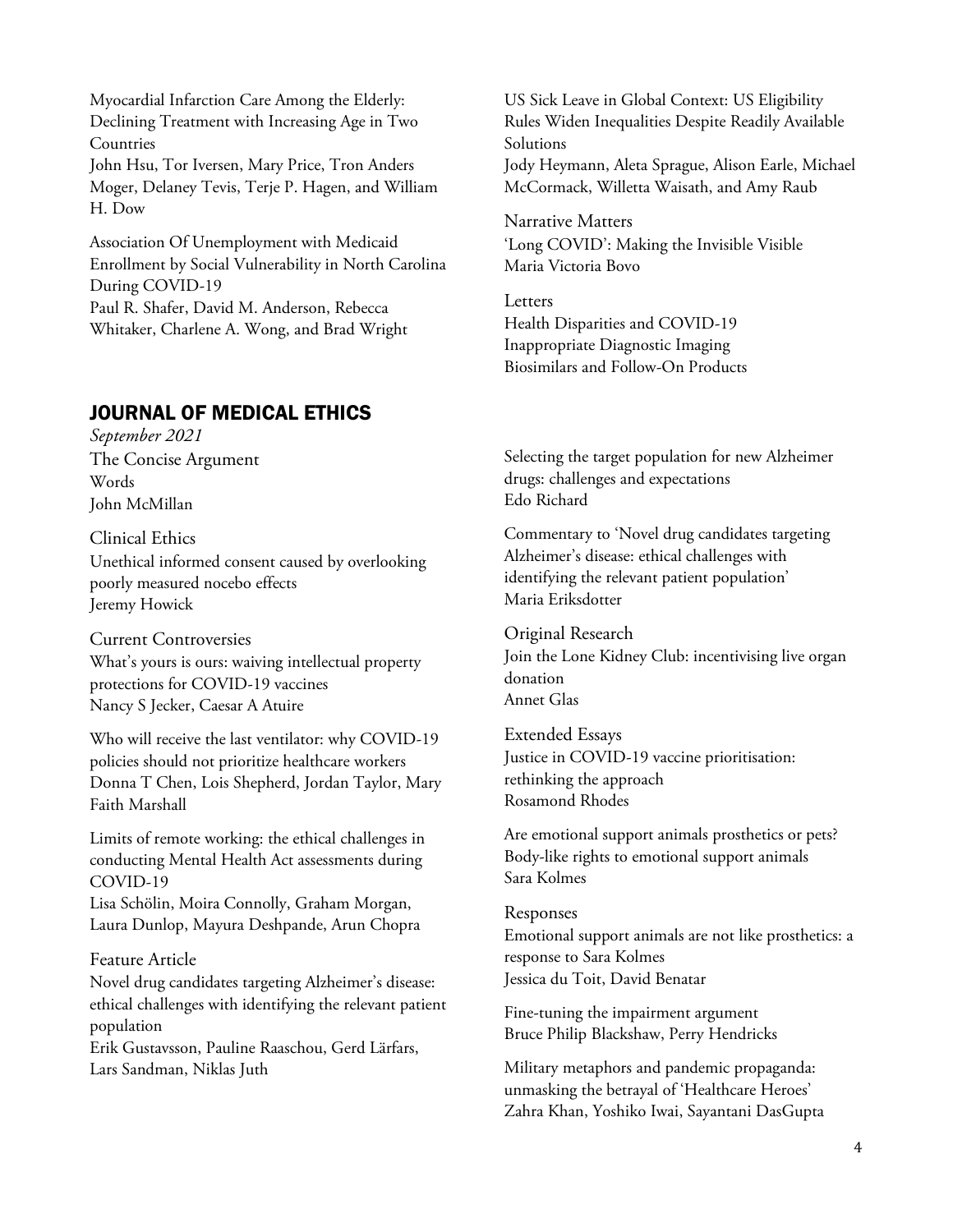Myocardial Infarction Care Among the Elderly: Declining Treatment with Increasing Age in Two Countries
John Hsu, Tor Iversen, Mary Price, Tron Anders Moger, Delaney Tevis, Terje P. Hagen, and William H. Dow

Association Of Unemployment with Medicaid Enrollment by Social Vulnerability in North Carolina During COVID-19
Paul R. Shafer, David M. Anderson, Rebecca Whitaker, Charlene A. Wong, and Brad Wright

US Sick Leave in Global Context: US Eligibility Rules Widen Inequalities Despite Readily Available Solutions
Jody Heymann, Aleta Sprague, Alison Earle, Michael McCormack, Willetta Waisath, and Amy Raub

Narrative Matters
'Long COVID': Making the Invisible Visible
Maria Victoria Bovo

Letters
Health Disparities and COVID-19
Inappropriate Diagnostic Imaging
Biosimilars and Follow-On Products

## JOURNAL OF MEDICAL ETHICS

*September 2021*

The Concise Argument
Words
John McMillan

Clinical Ethics
Unethical informed consent caused by overlooking poorly measured nocebo effects
Jeremy Howick

Current Controversies
What's yours is ours: waiving intellectual property protections for COVID-19 vaccines
Nancy S Jecker, Caesar A Atuire

Who will receive the last ventilator: why COVID-19 policies should not prioritize healthcare workers
Donna T Chen, Lois Shepherd, Jordan Taylor, Mary Faith Marshall

Limits of remote working: the ethical challenges in conducting Mental Health Act assessments during COVID-19
Lisa Schölin, Moira Connolly, Graham Morgan, Laura Dunlop, Mayura Deshpande, Arun Chopra

Feature Article
Novel drug candidates targeting Alzheimer's disease: ethical challenges with identifying the relevant patient population
Erik Gustavsson, Pauline Raaschou, Gerd Lärfars, Lars Sandman, Niklas Juth

Selecting the target population for new Alzheimer drugs: challenges and expectations
Edo Richard

Commentary to 'Novel drug candidates targeting Alzheimer's disease: ethical challenges with identifying the relevant patient population'
Maria Eriksdotter

Original Research
Join the Lone Kidney Club: incentivising live organ donation
Annet Glas

Extended Essays
Justice in COVID-19 vaccine prioritisation: rethinking the approach
Rosamond Rhodes

Are emotional support animals prosthetics or pets? Body-like rights to emotional support animals
Sara Kolmes

Responses
Emotional support animals are not like prosthetics: a response to Sara Kolmes
Jessica du Toit, David Benatar

Fine-tuning the impairment argument
Bruce Philip Blackshaw, Perry Hendricks

Military metaphors and pandemic propaganda: unmasking the betrayal of 'Healthcare Heroes'
Zahra Khan, Yoshiko Iwai, Sayantani DasGupta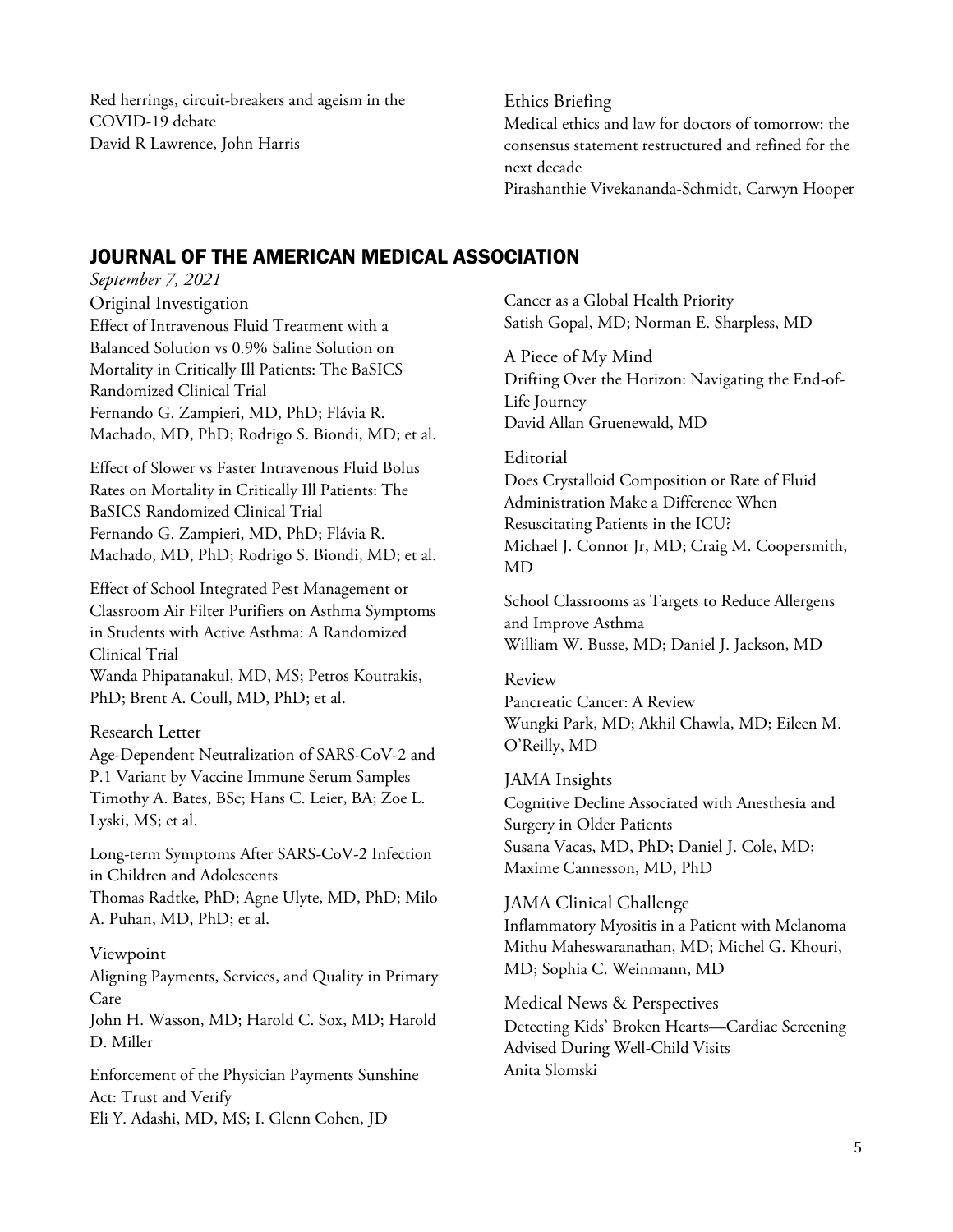Red herrings, circuit-breakers and ageism in the COVID-19 debate
David R Lawrence, John Harris

Ethics Briefing
Medical ethics and law for doctors of tomorrow: the consensus statement restructured and refined for the next decade
Pirashanthie Vivekananda-Schmidt, Carwyn Hooper

## JOURNAL OF THE AMERICAN MEDICAL ASSOCIATION

*September 7, 2021*

Original Investigation

Effect of Intravenous Fluid Treatment with a Balanced Solution vs 0.9% Saline Solution on Mortality in Critically Ill Patients: The BaSICS Randomized Clinical Trial
Fernando G. Zampieri, MD, PhD; Flávia R. Machado, MD, PhD; Rodrigo S. Biondi, MD; et al.

Effect of Slower vs Faster Intravenous Fluid Bolus Rates on Mortality in Critically Ill Patients: The BaSICS Randomized Clinical Trial
Fernando G. Zampieri, MD, PhD; Flávia R. Machado, MD, PhD; Rodrigo S. Biondi, MD; et al.

Effect of School Integrated Pest Management or Classroom Air Filter Purifiers on Asthma Symptoms in Students with Active Asthma: A Randomized Clinical Trial
Wanda Phipatanakul, MD, MS; Petros Koutrakis, PhD; Brent A. Coull, MD, PhD; et al.

Research Letter

Age-Dependent Neutralization of SARS-CoV-2 and P.1 Variant by Vaccine Immune Serum Samples
Timothy A. Bates, BSc; Hans C. Leier, BA; Zoe L. Lyski, MS; et al.

Long-term Symptoms After SARS-CoV-2 Infection in Children and Adolescents
Thomas Radtke, PhD; Agne Ulyte, MD, PhD; Milo A. Puhan, MD, PhD; et al.

Viewpoint

Aligning Payments, Services, and Quality in Primary Care
John H. Wasson, MD; Harold C. Sox, MD; Harold D. Miller

Enforcement of the Physician Payments Sunshine Act: Trust and Verify
Eli Y. Adashi, MD, MS; I. Glenn Cohen, JD

Cancer as a Global Health Priority
Satish Gopal, MD; Norman E. Sharpless, MD

A Piece of My Mind

Drifting Over the Horizon: Navigating the End-of-Life Journey
David Allan Gruenewald, MD

Editorial

Does Crystalloid Composition or Rate of Fluid Administration Make a Difference When Resuscitating Patients in the ICU?
Michael J. Connor Jr, MD; Craig M. Coopersmith, MD

School Classrooms as Targets to Reduce Allergens and Improve Asthma
William W. Busse, MD; Daniel J. Jackson, MD

Review

Pancreatic Cancer: A Review
Wungki Park, MD; Akhil Chawla, MD; Eileen M. O'Reilly, MD

JAMA Insights

Cognitive Decline Associated with Anesthesia and Surgery in Older Patients
Susana Vacas, MD, PhD; Daniel J. Cole, MD; Maxime Cannesson, MD, PhD

JAMA Clinical Challenge

Inflammatory Myositis in a Patient with Melanoma
Mithu Maheswaranathan, MD; Michel G. Khouri, MD; Sophia C. Weinmann, MD

Medical News & Perspectives

Detecting Kids' Broken Hearts—Cardiac Screening Advised During Well-Child Visits
Anita Slomski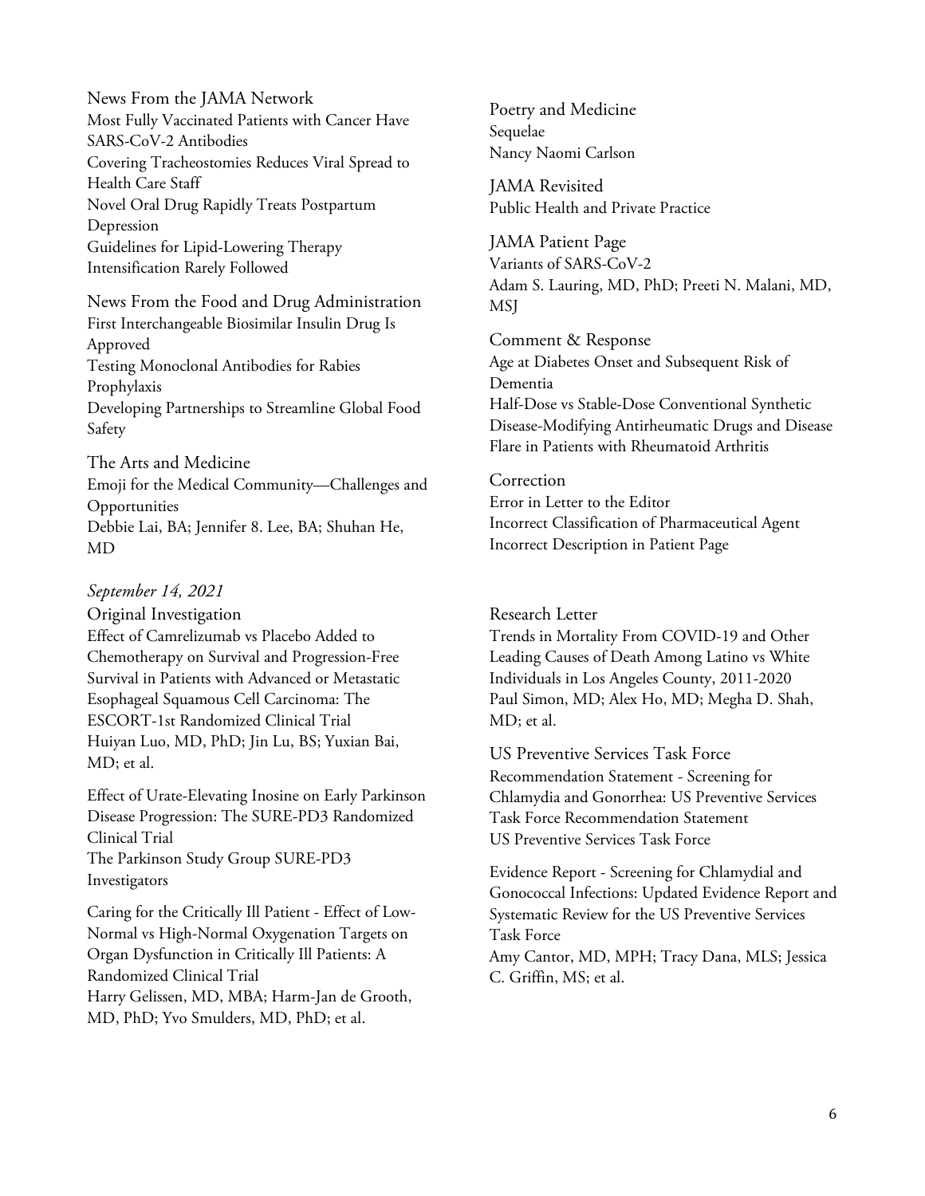News From the JAMA Network

Most Fully Vaccinated Patients with Cancer Have SARS-CoV-2 Antibodies

Covering Tracheostomies Reduces Viral Spread to Health Care Staff

Novel Oral Drug Rapidly Treats Postpartum Depression

Guidelines for Lipid-Lowering Therapy Intensification Rarely Followed

News From the Food and Drug Administration

First Interchangeable Biosimilar Insulin Drug Is Approved

Testing Monoclonal Antibodies for Rabies Prophylaxis

Developing Partnerships to Streamline Global Food Safety

The Arts and Medicine

Emoji for the Medical Community—Challenges and Opportunities
Debbie Lai, BA; Jennifer 8. Lee, BA; Shuhan He, MD

Poetry and Medicine

Sequelae
Nancy Naomi Carlson

JAMA Revisited

Public Health and Private Practice

JAMA Patient Page

Variants of SARS-CoV-2
Adam S. Lauring, MD, PhD; Preeti N. Malani, MD, MSJ

Comment & Response

Age at Diabetes Onset and Subsequent Risk of Dementia

Half-Dose vs Stable-Dose Conventional Synthetic Disease-Modifying Antirheumatic Drugs and Disease Flare in Patients with Rheumatoid Arthritis

Correction

Error in Letter to the Editor

Incorrect Classification of Pharmaceutical Agent

Incorrect Description in Patient Page

*September 14, 2021*

Original Investigation

Effect of Camrelizumab vs Placebo Added to Chemotherapy on Survival and Progression-Free Survival in Patients with Advanced or Metastatic Esophageal Squamous Cell Carcinoma: The ESCORT-1st Randomized Clinical Trial
Huiyan Luo, MD, PhD; Jin Lu, BS; Yuxian Bai, MD; et al.

Effect of Urate-Elevating Inosine on Early Parkinson Disease Progression: The SURE-PD3 Randomized Clinical Trial
The Parkinson Study Group SURE-PD3 Investigators

Caring for the Critically Ill Patient - Effect of Low-Normal vs High-Normal Oxygenation Targets on Organ Dysfunction in Critically Ill Patients: A Randomized Clinical Trial
Harry Gelissen, MD, MBA; Harm-Jan de Grooth, MD, PhD; Yvo Smulders, MD, PhD; et al.

Research Letter

Trends in Mortality From COVID-19 and Other Leading Causes of Death Among Latino vs White Individuals in Los Angeles County, 2011-2020
Paul Simon, MD; Alex Ho, MD; Megha D. Shah, MD; et al.

US Preventive Services Task Force

Recommendation Statement - Screening for Chlamydia and Gonorrhea: US Preventive Services Task Force Recommendation Statement
US Preventive Services Task Force

Evidence Report - Screening for Chlamydial and Gonococcal Infections: Updated Evidence Report and Systematic Review for the US Preventive Services Task Force
Amy Cantor, MD, MPH; Tracy Dana, MLS; Jessica C. Griffin, MS; et al.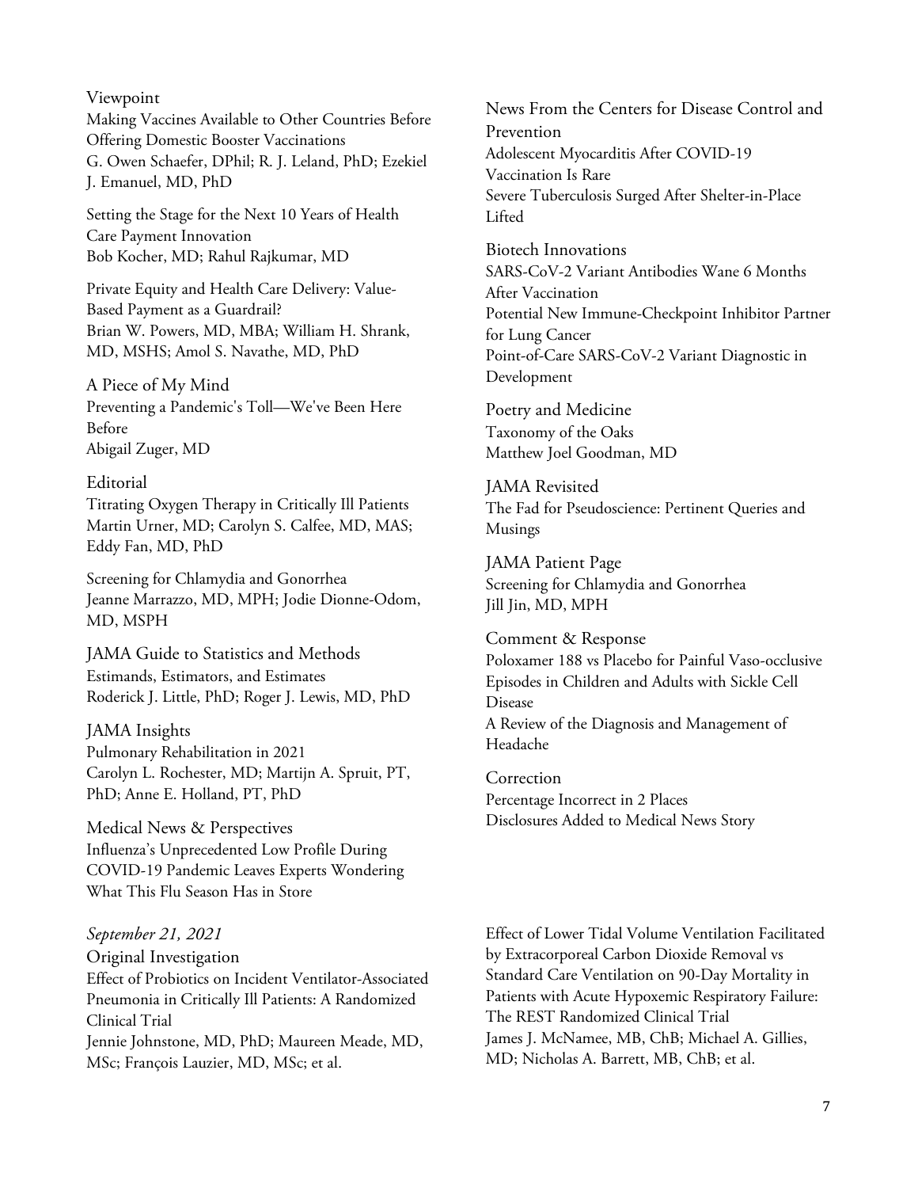Viewpoint

Making Vaccines Available to Other Countries Before Offering Domestic Booster Vaccinations
G. Owen Schaefer, DPhil; R. J. Leland, PhD; Ezekiel J. Emanuel, MD, PhD

Setting the Stage for the Next 10 Years of Health Care Payment Innovation
Bob Kocher, MD; Rahul Rajkumar, MD

Private Equity and Health Care Delivery: Value-Based Payment as a Guardrail?
Brian W. Powers, MD, MBA; William H. Shrank, MD, MSHS; Amol S. Navathe, MD, PhD

A Piece of My Mind

Preventing a Pandemic's Toll—We've Been Here Before
Abigail Zuger, MD

Editorial

Titrating Oxygen Therapy in Critically Ill Patients
Martin Urner, MD; Carolyn S. Calfee, MD, MAS; Eddy Fan, MD, PhD

Screening for Chlamydia and Gonorrhea
Jeanne Marrazzo, MD, MPH; Jodie Dionne-Odom, MD, MSPH

JAMA Guide to Statistics and Methods

Estimands, Estimators, and Estimates
Roderick J. Little, PhD; Roger J. Lewis, MD, PhD

JAMA Insights

Pulmonary Rehabilitation in 2021
Carolyn L. Rochester, MD; Martijn A. Spruit, PT, PhD; Anne E. Holland, PT, PhD

Medical News & Perspectives

Influenza's Unprecedented Low Profile During COVID-19 Pandemic Leaves Experts Wondering What This Flu Season Has in Store

News From the Centers for Disease Control and Prevention

Adolescent Myocarditis After COVID-19 Vaccination Is Rare
Severe Tuberculosis Surged After Shelter-in-Place Lifted

Biotech Innovations

SARS-CoV-2 Variant Antibodies Wane 6 Months After Vaccination
Potential New Immune-Checkpoint Inhibitor Partner for Lung Cancer
Point-of-Care SARS-CoV-2 Variant Diagnostic in Development

Poetry and Medicine

Taxonomy of the Oaks
Matthew Joel Goodman, MD

JAMA Revisited

The Fad for Pseudoscience: Pertinent Queries and Musings

JAMA Patient Page

Screening for Chlamydia and Gonorrhea
Jill Jin, MD, MPH

Comment & Response

Poloxamer 188 vs Placebo for Painful Vaso-occlusive Episodes in Children and Adults with Sickle Cell Disease
A Review of the Diagnosis and Management of Headache

Correction

Percentage Incorrect in 2 Places
Disclosures Added to Medical News Story

*September 21, 2021*

Original Investigation

Effect of Probiotics on Incident Ventilator-Associated Pneumonia in Critically Ill Patients: A Randomized Clinical Trial
Jennie Johnstone, MD, PhD; Maureen Meade, MD, MSc; François Lauzier, MD, MSc; et al.

Effect of Lower Tidal Volume Ventilation Facilitated by Extracorporeal Carbon Dioxide Removal vs Standard Care Ventilation on 90-Day Mortality in Patients with Acute Hypoxemic Respiratory Failure: The REST Randomized Clinical Trial
James J. McNamee, MB, ChB; Michael A. Gillies, MD; Nicholas A. Barrett, MB, ChB; et al.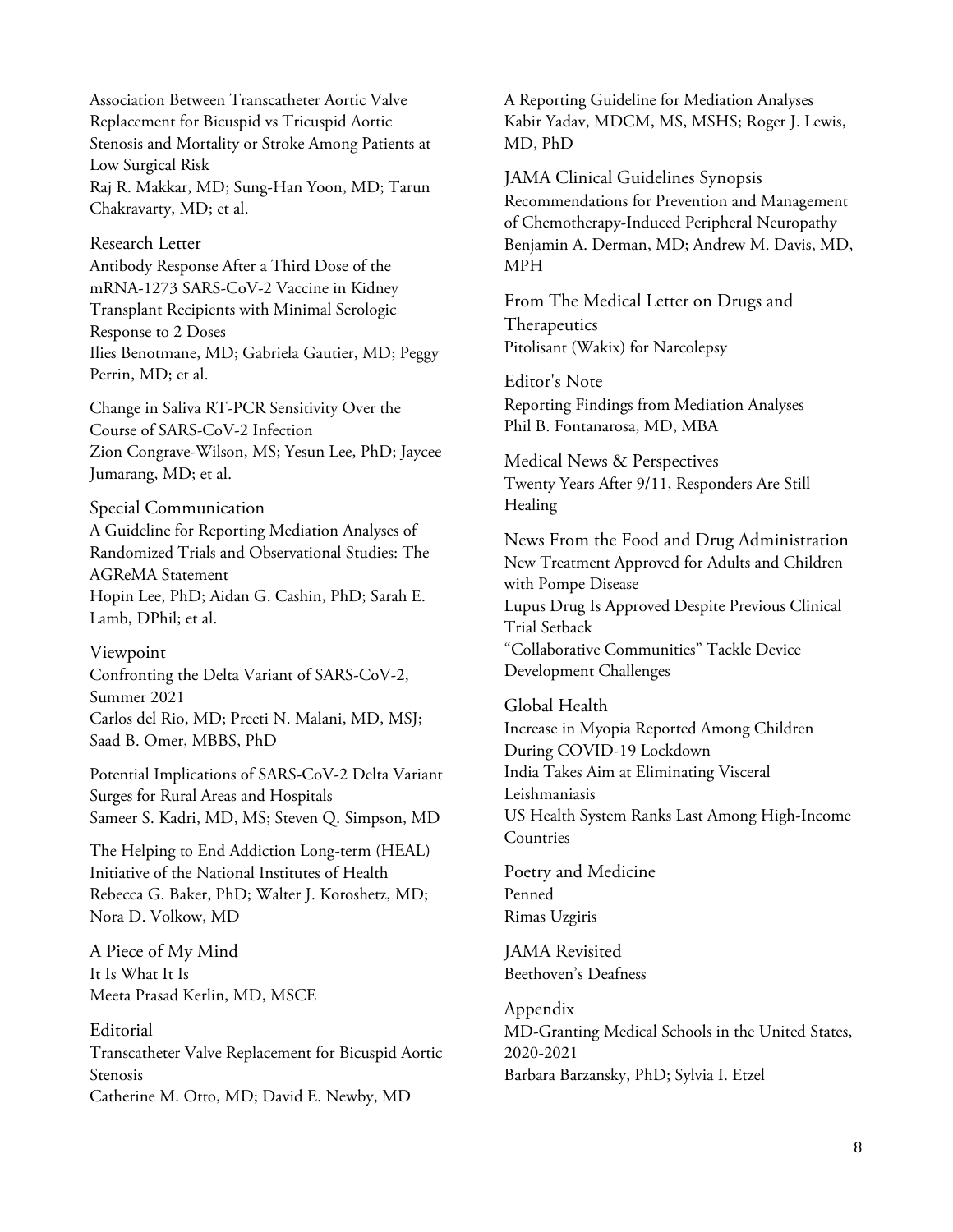Association Between Transcatheter Aortic Valve Replacement for Bicuspid vs Tricuspid Aortic Stenosis and Mortality or Stroke Among Patients at Low Surgical Risk
Raj R. Makkar, MD; Sung-Han Yoon, MD; Tarun Chakravarty, MD; et al.

## Research Letter

Antibody Response After a Third Dose of the mRNA-1273 SARS-CoV-2 Vaccine in Kidney Transplant Recipients with Minimal Serologic Response to 2 Doses
Ilies Benotmane, MD; Gabriela Gautier, MD; Peggy Perrin, MD; et al.

Change in Saliva RT-PCR Sensitivity Over the Course of SARS-CoV-2 Infection
Zion Congrave-Wilson, MS; Yesun Lee, PhD; Jaycee Jumarang, MD; et al.

## Special Communication

A Guideline for Reporting Mediation Analyses of Randomized Trials and Observational Studies: The AGReMA Statement
Hopin Lee, PhD; Aidan G. Cashin, PhD; Sarah E. Lamb, DPhil; et al.

## Viewpoint

Confronting the Delta Variant of SARS-CoV-2, Summer 2021
Carlos del Rio, MD; Preeti N. Malani, MD, MSJ; Saad B. Omer, MBBS, PhD

Potential Implications of SARS-CoV-2 Delta Variant Surges for Rural Areas and Hospitals
Sameer S. Kadri, MD, MS; Steven Q. Simpson, MD

The Helping to End Addiction Long-term (HEAL) Initiative of the National Institutes of Health
Rebecca G. Baker, PhD; Walter J. Koroshetz, MD; Nora D. Volkow, MD

## A Piece of My Mind

It Is What It Is
Meeta Prasad Kerlin, MD, MSCE

## Editorial

Transcatheter Valve Replacement for Bicuspid Aortic Stenosis
Catherine M. Otto, MD; David E. Newby, MD

A Reporting Guideline for Mediation Analyses
Kabir Yadav, MDCM, MS, MSHS; Roger J. Lewis, MD, PhD

## JAMA Clinical Guidelines Synopsis

Recommendations for Prevention and Management of Chemotherapy-Induced Peripheral Neuropathy
Benjamin A. Derman, MD; Andrew M. Davis, MD, MPH

## From The Medical Letter on Drugs and Therapeutics

Pitolisant (Wakix) for Narcolepsy

## Editor's Note

Reporting Findings from Mediation Analyses
Phil B. Fontanarosa, MD, MBA

## Medical News & Perspectives

Twenty Years After 9/11, Responders Are Still Healing

## News From the Food and Drug Administration

New Treatment Approved for Adults and Children with Pompe Disease

Lupus Drug Is Approved Despite Previous Clinical Trial Setback

"Collaborative Communities" Tackle Device Development Challenges

## Global Health

Increase in Myopia Reported Among Children During COVID-19 Lockdown

India Takes Aim at Eliminating Visceral Leishmaniasis

US Health System Ranks Last Among High-Income Countries

## Poetry and Medicine

Penned
Rimas Uzgiris

## JAMA Revisited

Beethoven's Deafness

## Appendix

MD-Granting Medical Schools in the United States, 2020-2021
Barbara Barzansky, PhD; Sylvia I. Etzel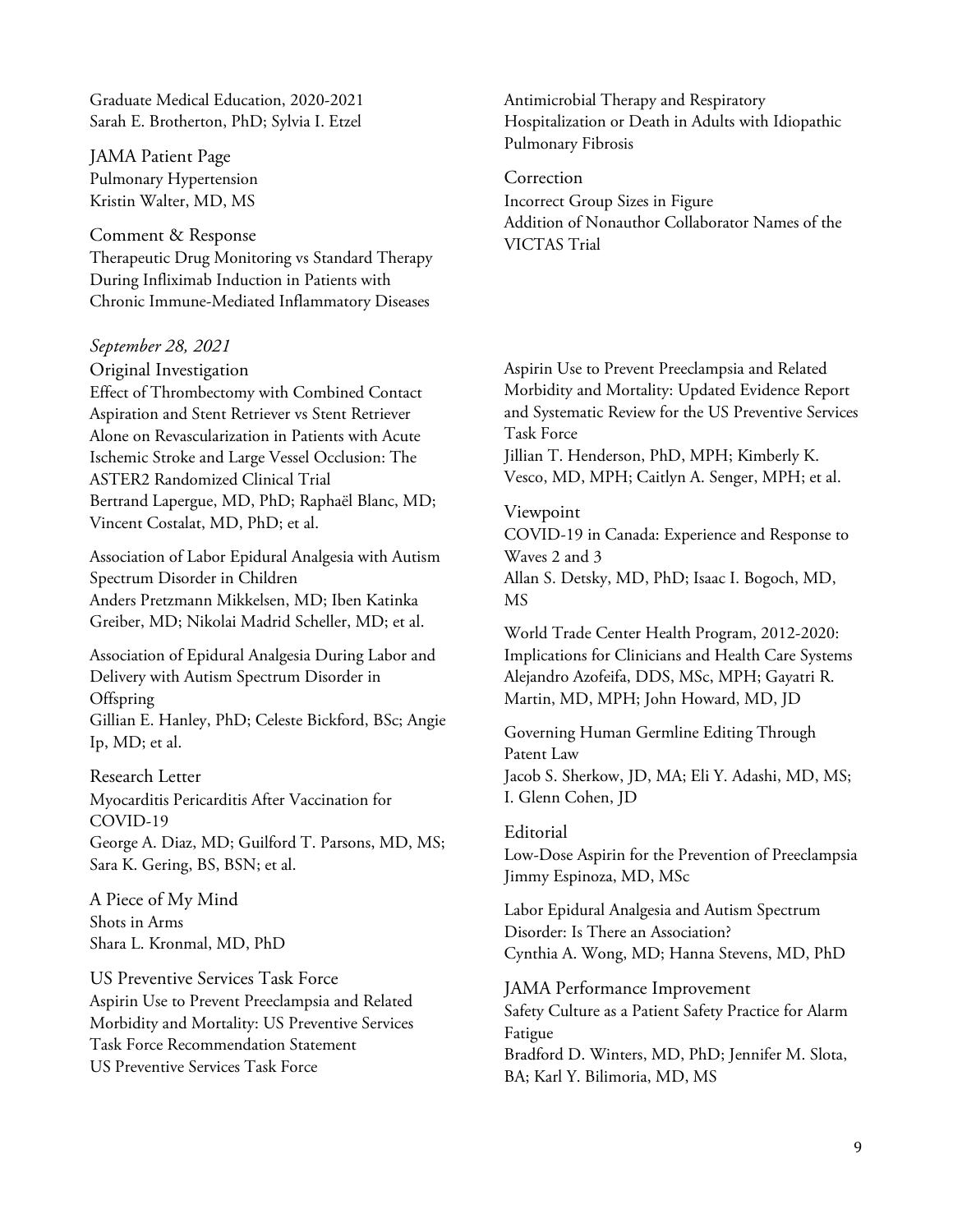Graduate Medical Education, 2020-2021
Sarah E. Brotherton, PhD; Sylvia I. Etzel

JAMA Patient Page
Pulmonary Hypertension
Kristin Walter, MD, MS

Comment & Response
Therapeutic Drug Monitoring vs Standard Therapy During Infliximab Induction in Patients with Chronic Immune-Mediated Inflammatory Diseases

Antimicrobial Therapy and Respiratory Hospitalization or Death in Adults with Idiopathic Pulmonary Fibrosis

Correction
Incorrect Group Sizes in Figure
Addition of Nonauthor Collaborator Names of the VICTAS Trial

*September 28, 2021*

Original Investigation
Effect of Thrombectomy with Combined Contact Aspiration and Stent Retriever vs Stent Retriever Alone on Revascularization in Patients with Acute Ischemic Stroke and Large Vessel Occlusion: The ASTER2 Randomized Clinical Trial
Bertrand Lapergue, MD, PhD; Raphaël Blanc, MD; Vincent Costalat, MD, PhD; et al.

Association of Labor Epidural Analgesia with Autism Spectrum Disorder in Children
Anders Pretzmann Mikkelsen, MD; Iben Katinka Greiber, MD; Nikolai Madrid Scheller, MD; et al.

Association of Epidural Analgesia During Labor and Delivery with Autism Spectrum Disorder in Offspring
Gillian E. Hanley, PhD; Celeste Bickford, BSc; Angie Ip, MD; et al.

Research Letter
Myocarditis Pericarditis After Vaccination for COVID-19
George A. Diaz, MD; Guilford T. Parsons, MD, MS; Sara K. Gering, BS, BSN; et al.

A Piece of My Mind
Shots in Arms
Shara L. Kronmal, MD, PhD

US Preventive Services Task Force
Aspirin Use to Prevent Preeclampsia and Related Morbidity and Mortality: US Preventive Services Task Force Recommendation Statement
US Preventive Services Task Force

Aspirin Use to Prevent Preeclampsia and Related Morbidity and Mortality: Updated Evidence Report and Systematic Review for the US Preventive Services Task Force
Jillian T. Henderson, PhD, MPH; Kimberly K. Vesco, MD, MPH; Caitlyn A. Senger, MPH; et al.

Viewpoint
COVID-19 in Canada: Experience and Response to Waves 2 and 3
Allan S. Detsky, MD, PhD; Isaac I. Bogoch, MD, MS

World Trade Center Health Program, 2012-2020: Implications for Clinicians and Health Care Systems
Alejandro Azofeifa, DDS, MSc, MPH; Gayatri R. Martin, MD, MPH; John Howard, MD, JD

Governing Human Germline Editing Through Patent Law
Jacob S. Sherkow, JD, MA; Eli Y. Adashi, MD, MS; I. Glenn Cohen, JD

Editorial
Low-Dose Aspirin for the Prevention of Preeclampsia
Jimmy Espinoza, MD, MSc

Labor Epidural Analgesia and Autism Spectrum Disorder: Is There an Association?
Cynthia A. Wong, MD; Hanna Stevens, MD, PhD

JAMA Performance Improvement
Safety Culture as a Patient Safety Practice for Alarm Fatigue
Bradford D. Winters, MD, PhD; Jennifer M. Slota, BA; Karl Y. Bilimoria, MD, MS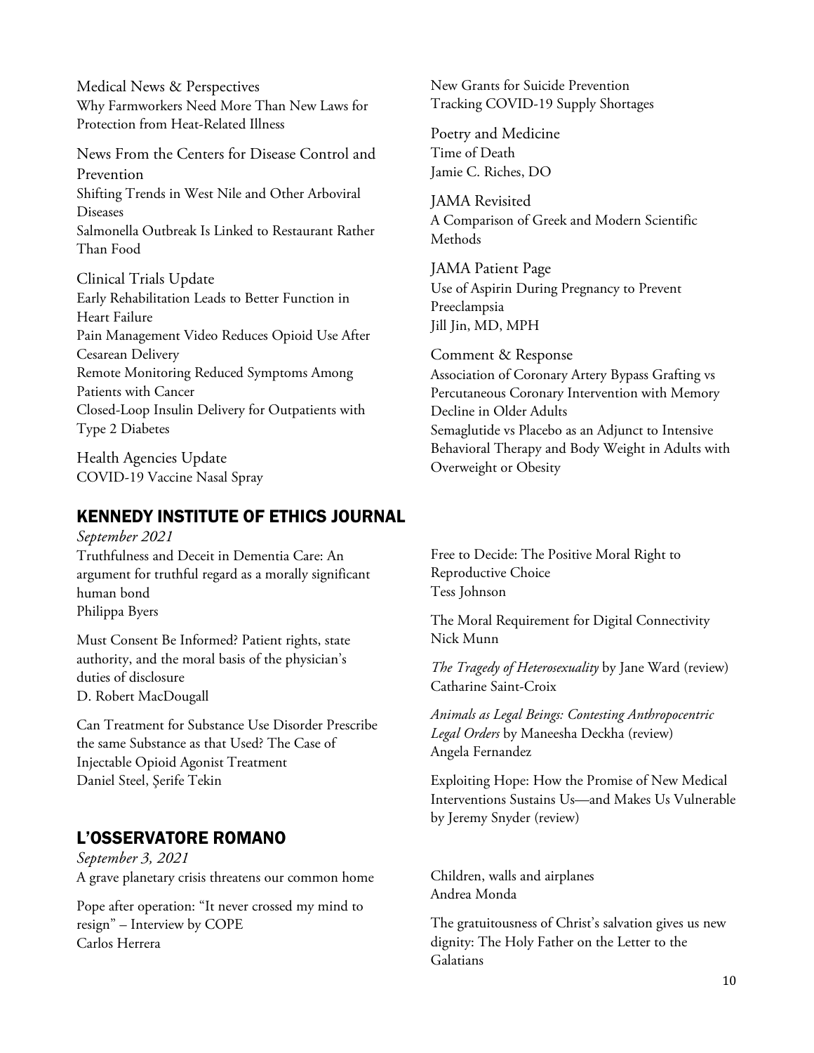Medical News & Perspectives
Why Farmworkers Need More Than New Laws for Protection from Heat-Related Illness

News From the Centers for Disease Control and Prevention
Shifting Trends in West Nile and Other Arboviral Diseases
Salmonella Outbreak Is Linked to Restaurant Rather Than Food

Clinical Trials Update
Early Rehabilitation Leads to Better Function in Heart Failure
Pain Management Video Reduces Opioid Use After Cesarean Delivery
Remote Monitoring Reduced Symptoms Among Patients with Cancer
Closed-Loop Insulin Delivery for Outpatients with Type 2 Diabetes

Health Agencies Update
COVID-19 Vaccine Nasal Spray
New Grants for Suicide Prevention
Tracking COVID-19 Supply Shortages

Poetry and Medicine
Time of Death
Jamie C. Riches, DO

JAMA Revisited
A Comparison of Greek and Modern Scientific Methods

JAMA Patient Page
Use of Aspirin During Pregnancy to Prevent Preeclampsia
Jill Jin, MD, MPH

Comment & Response
Association of Coronary Artery Bypass Grafting vs Percutaneous Coronary Intervention with Memory Decline in Older Adults
Semaglutide vs Placebo as an Adjunct to Intensive Behavioral Therapy and Body Weight in Adults with Overweight or Obesity

## KENNEDY INSTITUTE OF ETHICS JOURNAL

*September 2021*

Truthfulness and Deceit in Dementia Care: An argument for truthful regard as a morally significant human bond
Philippa Byers

Must Consent Be Informed? Patient rights, state authority, and the moral basis of the physician's duties of disclosure
D. Robert MacDougall

Can Treatment for Substance Use Disorder Prescribe the same Substance as that Used? The Case of Injectable Opioid Agonist Treatment
Daniel Steel, Şerife Tekin

Free to Decide: The Positive Moral Right to Reproductive Choice
Tess Johnson

The Moral Requirement for Digital Connectivity
Nick Munn

*The Tragedy of Heterosexuality* by Jane Ward (review)
Catharine Saint-Croix

*Animals as Legal Beings: Contesting Anthropocentric Legal Orders* by Maneesha Deckha (review)
Angela Fernandez

Exploiting Hope: How the Promise of New Medical Interventions Sustains Us—and Makes Us Vulnerable by Jeremy Snyder (review)

## L'OSSERVATORE ROMANO

*September 3, 2021*

A grave planetary crisis threatens our common home

Pope after operation: "It never crossed my mind to resign" – Interview by COPE
Carlos Herrera

Children, walls and airplanes
Andrea Monda

The gratuitousness of Christ's salvation gives us new dignity: The Holy Father on the Letter to the Galatians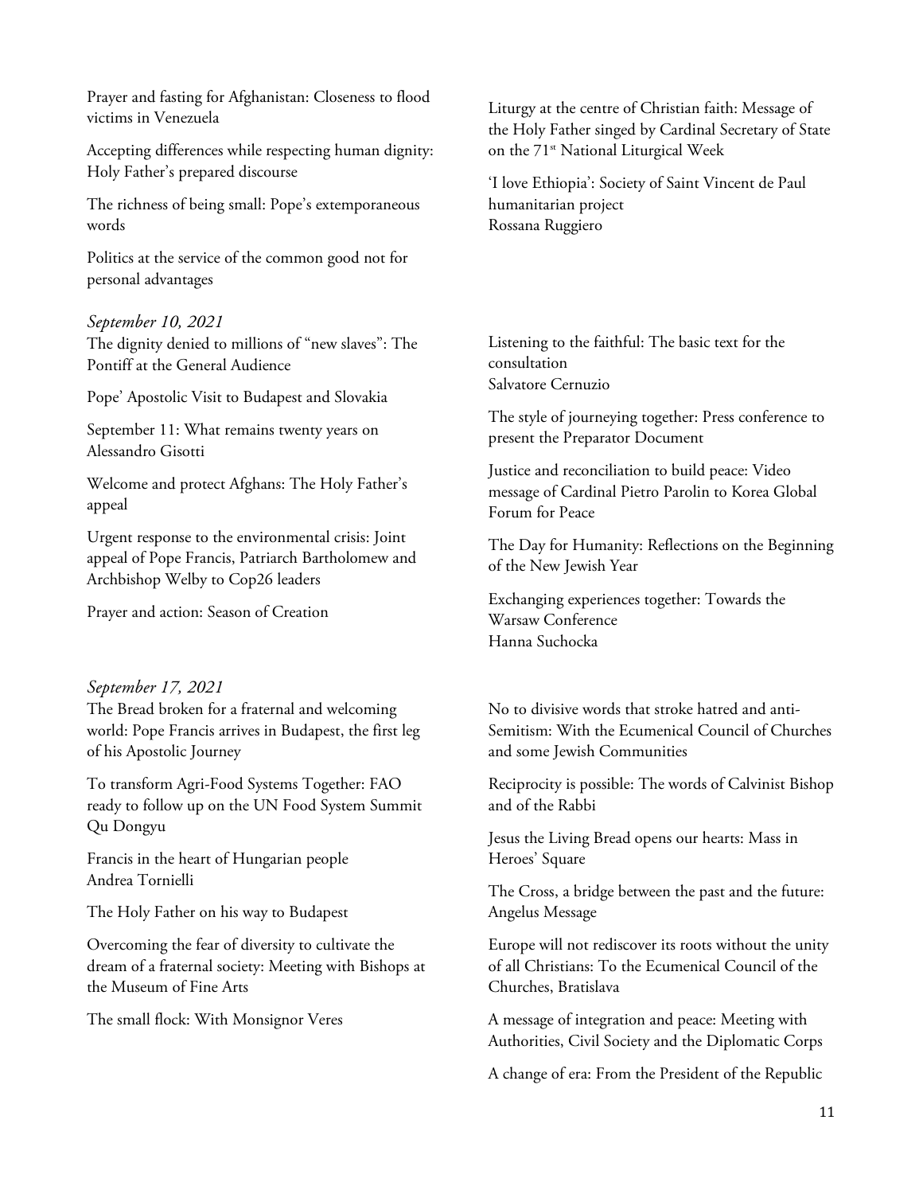Prayer and fasting for Afghanistan: Closeness to flood victims in Venezuela

Accepting differences while respecting human dignity: Holy Father's prepared discourse

The richness of being small: Pope's extemporaneous words

Politics at the service of the common good not for personal advantages

Liturgy at the centre of Christian faith: Message of the Holy Father singed by Cardinal Secretary of State on the 71st National Liturgical Week

'I love Ethiopia': Society of Saint Vincent de Paul humanitarian project
Rossana Ruggiero

*September 10, 2021*

The dignity denied to millions of "new slaves": The Pontiff at the General Audience

Pope' Apostolic Visit to Budapest and Slovakia

September 11: What remains twenty years on
Alessandro Gisotti

Welcome and protect Afghans: The Holy Father's appeal

Urgent response to the environmental crisis: Joint appeal of Pope Francis, Patriarch Bartholomew and Archbishop Welby to Cop26 leaders

Prayer and action: Season of Creation

Listening to the faithful: The basic text for the consultation
Salvatore Cernuzio

The style of journeying together: Press conference to present the Preparator Document

Justice and reconciliation to build peace: Video message of Cardinal Pietro Parolin to Korea Global Forum for Peace

The Day for Humanity: Reflections on the Beginning of the New Jewish Year

Exchanging experiences together: Towards the Warsaw Conference
Hanna Suchocka

*September 17, 2021*

The Bread broken for a fraternal and welcoming world: Pope Francis arrives in Budapest, the first leg of his Apostolic Journey

To transform Agri-Food Systems Together: FAO ready to follow up on the UN Food System Summit
Qu Dongyu

Francis in the heart of Hungarian people
Andrea Tornielli

The Holy Father on his way to Budapest

Overcoming the fear of diversity to cultivate the dream of a fraternal society: Meeting with Bishops at the Museum of Fine Arts

The small flock: With Monsignor Veres

No to divisive words that stroke hatred and anti-Semitism: With the Ecumenical Council of Churches and some Jewish Communities

Reciprocity is possible: The words of Calvinist Bishop and of the Rabbi

Jesus the Living Bread opens our hearts: Mass in Heroes' Square

The Cross, a bridge between the past and the future: Angelus Message

Europe will not rediscover its roots without the unity of all Christians: To the Ecumenical Council of the Churches, Bratislava

A message of integration and peace: Meeting with Authorities, Civil Society and the Diplomatic Corps

A change of era: From the President of the Republic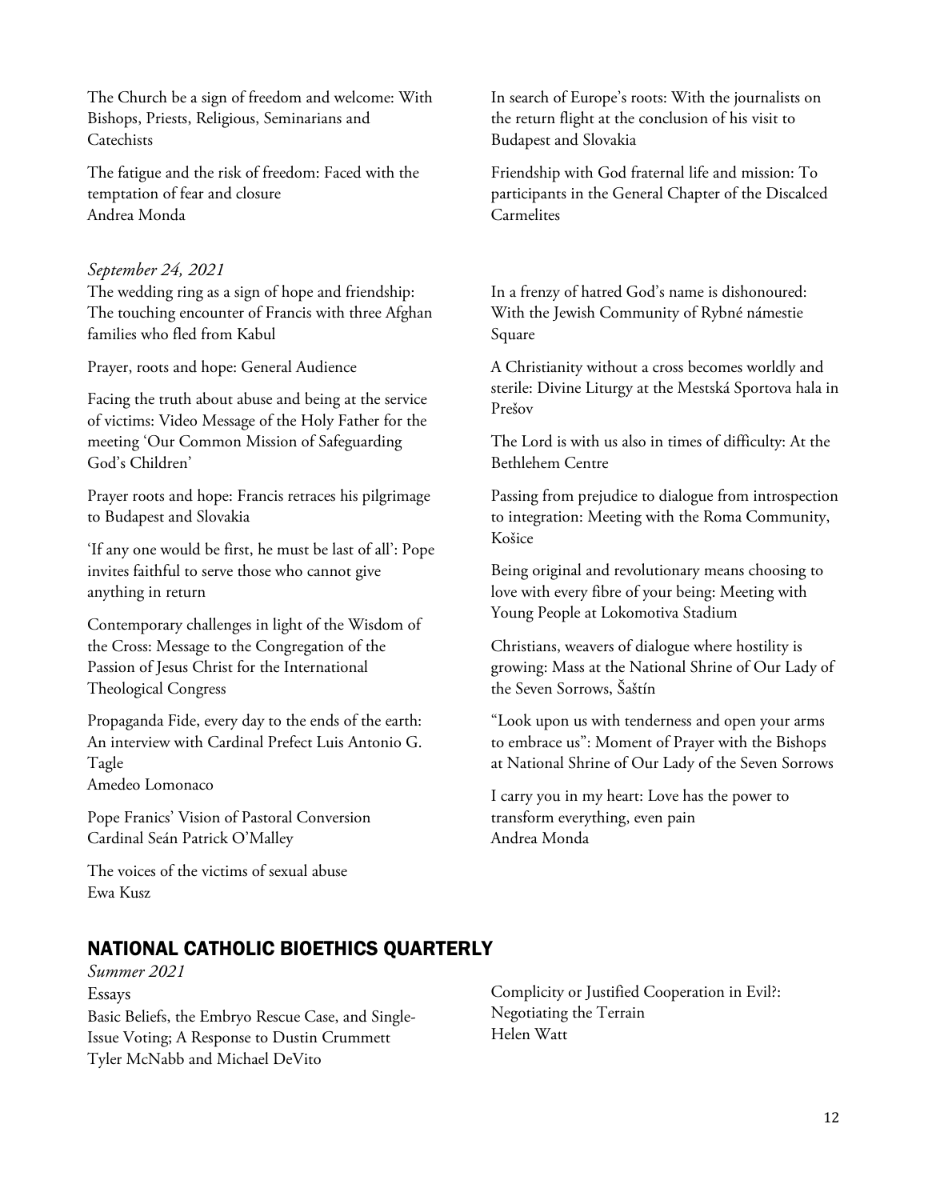The Church be a sign of freedom and welcome: With Bishops, Priests, Religious, Seminarians and Catechists

The fatigue and the risk of freedom: Faced with the temptation of fear and closure
Andrea Monda

In search of Europe's roots: With the journalists on the return flight at the conclusion of his visit to Budapest and Slovakia

Friendship with God fraternal life and mission: To participants in the General Chapter of the Discalced Carmelites

*September 24, 2021*

The wedding ring as a sign of hope and friendship: The touching encounter of Francis with three Afghan families who fled from Kabul

Prayer, roots and hope: General Audience

Facing the truth about abuse and being at the service of victims: Video Message of the Holy Father for the meeting 'Our Common Mission of Safeguarding God's Children'

Prayer roots and hope: Francis retraces his pilgrimage to Budapest and Slovakia

'If any one would be first, he must be last of all': Pope invites faithful to serve those who cannot give anything in return

Contemporary challenges in light of the Wisdom of the Cross: Message to the Congregation of the Passion of Jesus Christ for the International Theological Congress

Propaganda Fide, every day to the ends of the earth: An interview with Cardinal Prefect Luis Antonio G. Tagle
Amedeo Lomonaco

Pope Franics' Vision of Pastoral Conversion
Cardinal Seán Patrick O'Malley

The voices of the victims of sexual abuse
Ewa Kusz

In a frenzy of hatred God's name is dishonoured: With the Jewish Community of Rybné námestie Square

A Christianity without a cross becomes worldly and sterile: Divine Liturgy at the Mestská Sportova hala in Prešov

The Lord is with us also in times of difficulty: At the Bethlehem Centre

Passing from prejudice to dialogue from introspection to integration: Meeting with the Roma Community, Košice

Being original and revolutionary means choosing to love with every fibre of your being: Meeting with Young People at Lokomotiva Stadium

Christians, weavers of dialogue where hostility is growing: Mass at the National Shrine of Our Lady of the Seven Sorrows, Šaštín

"Look upon us with tenderness and open your arms to embrace us": Moment of Prayer with the Bishops at National Shrine of Our Lady of the Seven Sorrows

I carry you in my heart: Love has the power to transform everything, even pain
Andrea Monda

## NATIONAL CATHOLIC BIOETHICS QUARTERLY

*Summer 2021*

Essays

Basic Beliefs, the Embryo Rescue Case, and Single-Issue Voting; A Response to Dustin Crummett
Tyler McNabb and Michael DeVito

Complicity or Justified Cooperation in Evil?: Negotiating the Terrain
Helen Watt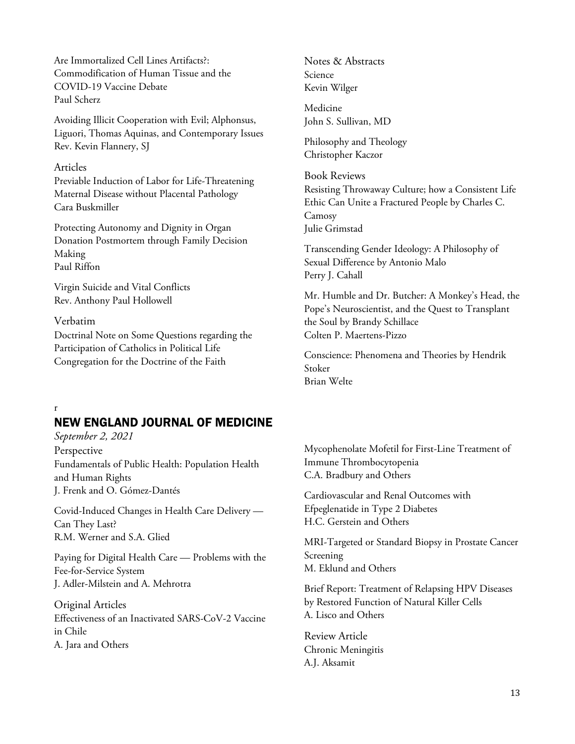Are Immortalized Cell Lines Artifacts?: Commodification of Human Tissue and the COVID-19 Vaccine Debate
Paul Scherz

Avoiding Illicit Cooperation with Evil; Alphonsus, Liguori, Thomas Aquinas, and Contemporary Issues
Rev. Kevin Flannery, SJ

Articles
Previable Induction of Labor for Life-Threatening Maternal Disease without Placental Pathology
Cara Buskmiller

Protecting Autonomy and Dignity in Organ Donation Postmortem through Family Decision Making
Paul Riffon

Virgin Suicide and Vital Conflicts
Rev. Anthony Paul Hollowell

Verbatim
Doctrinal Note on Some Questions regarding the Participation of Catholics in Political Life
Congregation for the Doctrine of the Faith

Notes & Abstracts
Science
Kevin Wilger

Medicine
John S. Sullivan, MD

Philosophy and Theology
Christopher Kaczor

Book Reviews
Resisting Throwaway Culture; how a Consistent Life Ethic Can Unite a Fractured People by Charles C. Camosy
Julie Grimstad

Transcending Gender Ideology: A Philosophy of Sexual Difference by Antonio Malo
Perry J. Cahall

Mr. Humble and Dr. Butcher: A Monkey's Head, the Pope's Neuroscientist, and the Quest to Transplant the Soul by Brandy Schillace
Colten P. Maertens-Pizzo

Conscience: Phenomena and Theories by Hendrik Stoker
Brian Welte

r

## NEW ENGLAND JOURNAL OF MEDICINE

*September 2, 2021*

Perspective
Fundamentals of Public Health: Population Health and Human Rights
J. Frenk and O. Gómez-Dantés

Covid-Induced Changes in Health Care Delivery — Can They Last?
R.M. Werner and S.A. Glied

Paying for Digital Health Care — Problems with the Fee-for-Service System
J. Adler-Milstein and A. Mehrotra

Original Articles
Effectiveness of an Inactivated SARS-CoV-2 Vaccine in Chile
A. Jara and Others

Mycophenolate Mofetil for First-Line Treatment of Immune Thrombocytopenia
C.A. Bradbury and Others

Cardiovascular and Renal Outcomes with Efpeglenatide in Type 2 Diabetes
H.C. Gerstein and Others

MRI-Targeted or Standard Biopsy in Prostate Cancer Screening
M. Eklund and Others

Brief Report: Treatment of Relapsing HPV Diseases by Restored Function of Natural Killer Cells
A. Lisco and Others

Review Article
Chronic Meningitis
A.J. Aksamit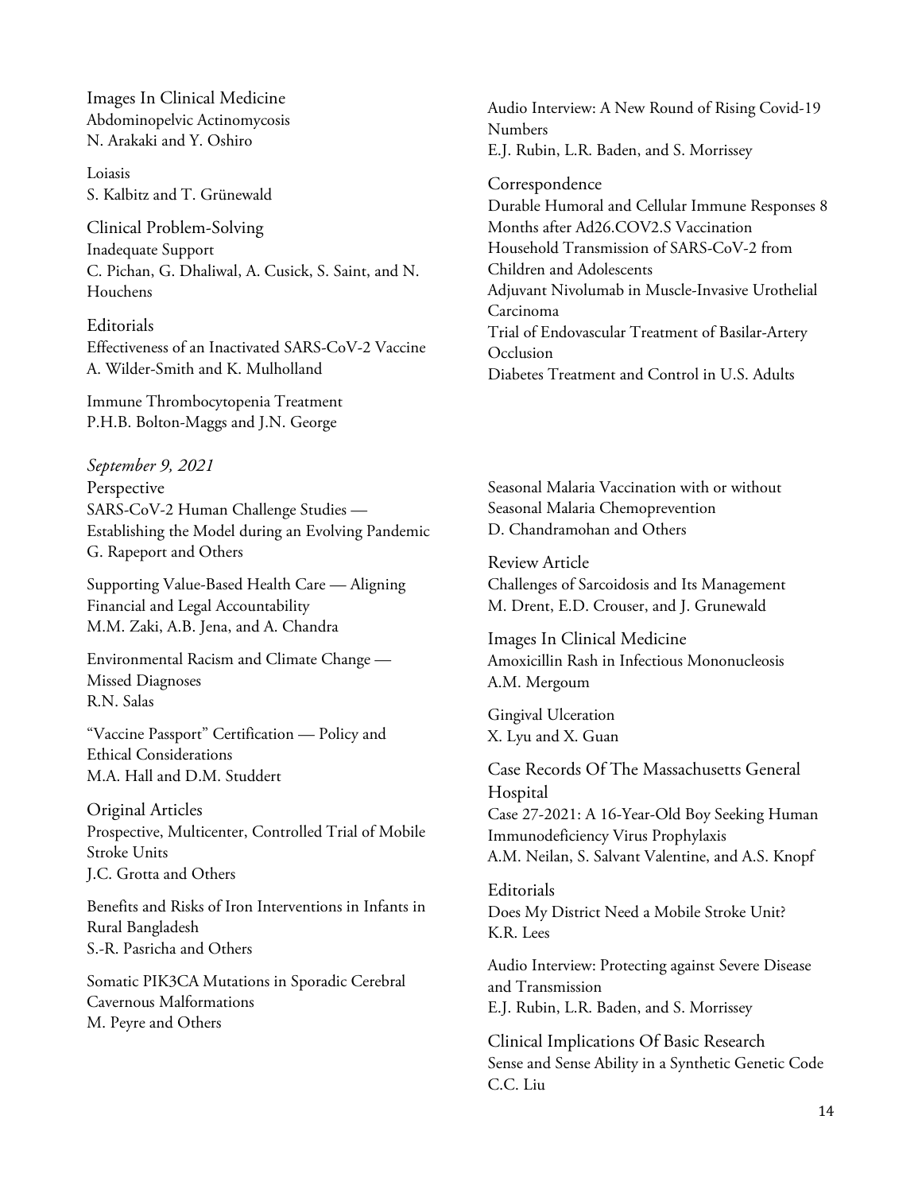### Images In Clinical Medicine

Abdominopelvic Actinomycosis
N. Arakaki and Y. Oshiro

Loiasis
S. Kalbitz and T. Grünewald

### Clinical Problem-Solving

Inadequate Support
C. Pichan, G. Dhaliwal, A. Cusick, S. Saint, and N. Houchens

### Editorials

Effectiveness of an Inactivated SARS-CoV-2 Vaccine
A. Wilder-Smith and K. Mulholland

Immune Thrombocytopenia Treatment
P.H.B. Bolton-Maggs and J.N. George

Audio Interview: A New Round of Rising Covid-19 Numbers
E.J. Rubin, L.R. Baden, and S. Morrissey

### Correspondence

Durable Humoral and Cellular Immune Responses 8 Months after Ad26.COV2.S Vaccination
Household Transmission of SARS-CoV-2 from Children and Adolescents
Adjuvant Nivolumab in Muscle-Invasive Urothelial Carcinoma
Trial of Endovascular Treatment of Basilar-Artery Occlusion
Diabetes Treatment and Control in U.S. Adults

## *September 9, 2021*

### Perspective

SARS-CoV-2 Human Challenge Studies — Establishing the Model during an Evolving Pandemic
G. Rapeport and Others

Supporting Value-Based Health Care — Aligning Financial and Legal Accountability
M.M. Zaki, A.B. Jena, and A. Chandra

Environmental Racism and Climate Change — Missed Diagnoses
R.N. Salas

"Vaccine Passport" Certification — Policy and Ethical Considerations
M.A. Hall and D.M. Studdert

### Original Articles

Prospective, Multicenter, Controlled Trial of Mobile Stroke Units
J.C. Grotta and Others

Benefits and Risks of Iron Interventions in Infants in Rural Bangladesh
S.-R. Pasricha and Others

Somatic PIK3CA Mutations in Sporadic Cerebral Cavernous Malformations
M. Peyre and Others

Seasonal Malaria Vaccination with or without Seasonal Malaria Chemoprevention
D. Chandramohan and Others

### Review Article

Challenges of Sarcoidosis and Its Management
M. Drent, E.D. Crouser, and J. Grunewald

### Images In Clinical Medicine

Amoxicillin Rash in Infectious Mononucleosis
A.M. Mergoum

Gingival Ulceration
X. Lyu and X. Guan

### Case Records Of The Massachusetts General Hospital

Case 27-2021: A 16-Year-Old Boy Seeking Human Immunodeficiency Virus Prophylaxis
A.M. Neilan, S. Salvant Valentine, and A.S. Knopf

### Editorials

Does My District Need a Mobile Stroke Unit?
K.R. Lees

Audio Interview: Protecting against Severe Disease and Transmission
E.J. Rubin, L.R. Baden, and S. Morrissey

### Clinical Implications Of Basic Research

Sense and Sense Ability in a Synthetic Genetic Code
C.C. Liu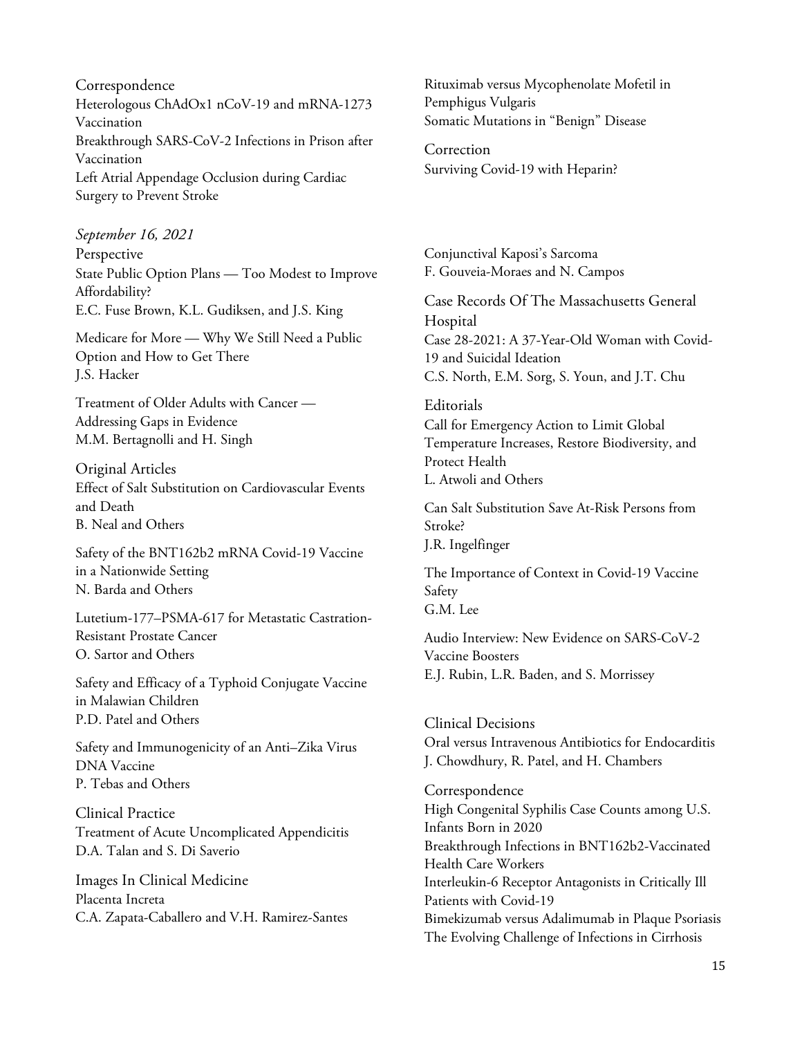Correspondence
Heterologous ChAdOx1 nCoV-19 and mRNA-1273 Vaccination
Breakthrough SARS-CoV-2 Infections in Prison after Vaccination
Left Atrial Appendage Occlusion during Cardiac Surgery to Prevent Stroke
Rituximab versus Mycophenolate Mofetil in Pemphigus Vulgaris
Somatic Mutations in "Benign" Disease

Correction
Surviving Covid-19 with Heparin?

*September 16, 2021*

Perspective
State Public Option Plans — Too Modest to Improve Affordability?
E.C. Fuse Brown, K.L. Gudiksen, and J.S. King

Medicare for More — Why We Still Need a Public Option and How to Get There
J.S. Hacker

Treatment of Older Adults with Cancer — Addressing Gaps in Evidence
M.M. Bertagnolli and H. Singh

Original Articles
Effect of Salt Substitution on Cardiovascular Events and Death
B. Neal and Others

Safety of the BNT162b2 mRNA Covid-19 Vaccine in a Nationwide Setting
N. Barda and Others

Lutetium-177–PSMA-617 for Metastatic Castration-Resistant Prostate Cancer
O. Sartor and Others

Safety and Efficacy of a Typhoid Conjugate Vaccine in Malawian Children
P.D. Patel and Others

Safety and Immunogenicity of an Anti–Zika Virus DNA Vaccine
P. Tebas and Others

Clinical Practice
Treatment of Acute Uncomplicated Appendicitis
D.A. Talan and S. Di Saverio

Images In Clinical Medicine
Placenta Increta
C.A. Zapata-Caballero and V.H. Ramirez-Santes

Conjunctival Kaposi's Sarcoma
F. Gouveia-Moraes and N. Campos

Case Records Of The Massachusetts General Hospital
Case 28-2021: A 37-Year-Old Woman with Covid-19 and Suicidal Ideation
C.S. North, E.M. Sorg, S. Youn, and J.T. Chu

Editorials
Call for Emergency Action to Limit Global Temperature Increases, Restore Biodiversity, and Protect Health
L. Atwoli and Others

Can Salt Substitution Save At-Risk Persons from Stroke?
J.R. Ingelfinger

The Importance of Context in Covid-19 Vaccine Safety
G.M. Lee

Audio Interview: New Evidence on SARS-CoV-2 Vaccine Boosters
E.J. Rubin, L.R. Baden, and S. Morrissey

Clinical Decisions
Oral versus Intravenous Antibiotics for Endocarditis
J. Chowdhury, R. Patel, and H. Chambers

Correspondence
High Congenital Syphilis Case Counts among U.S. Infants Born in 2020
Breakthrough Infections in BNT162b2-Vaccinated Health Care Workers
Interleukin-6 Receptor Antagonists in Critically Ill Patients with Covid-19
Bimekizumab versus Adalimumab in Plaque Psoriasis
The Evolving Challenge of Infections in Cirrhosis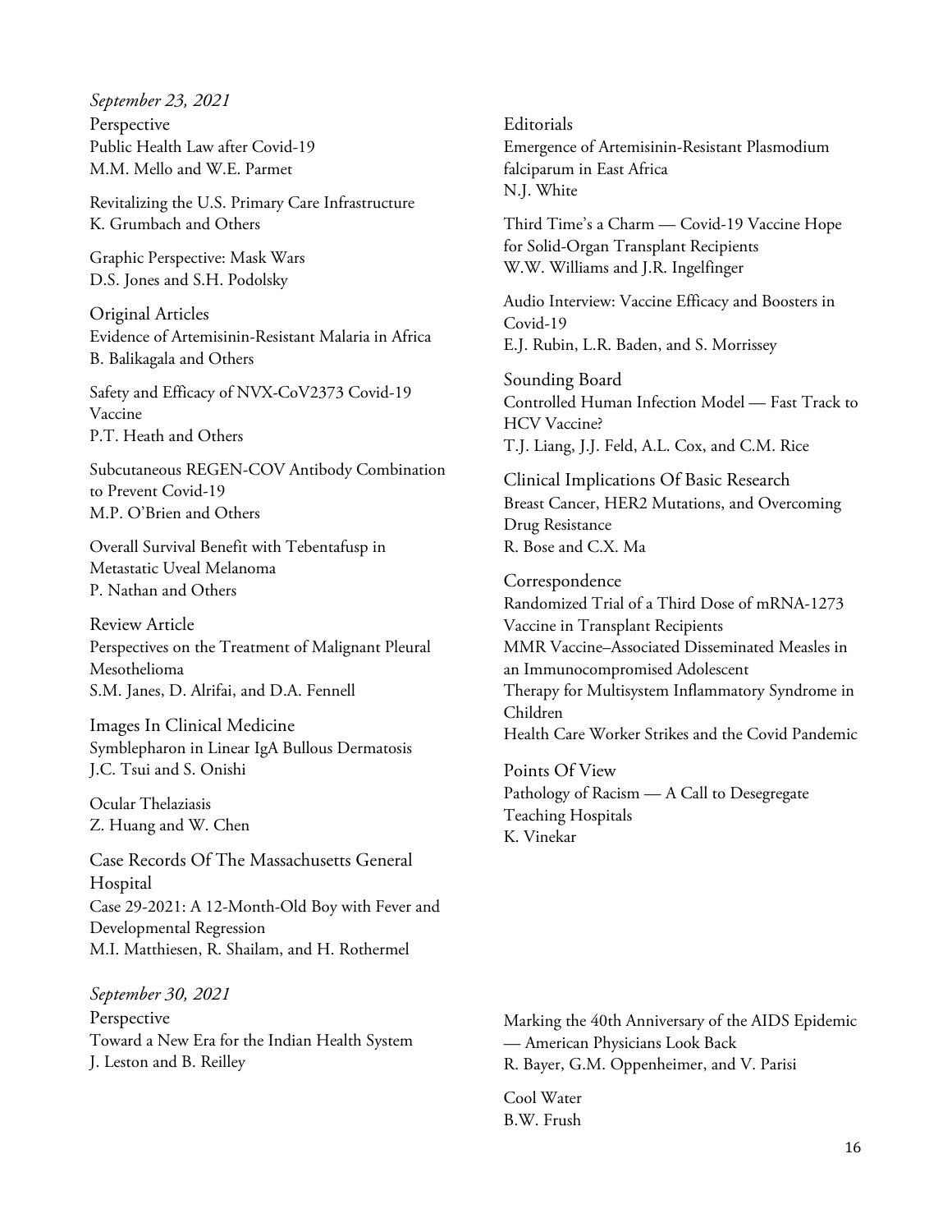*September 23, 2021*

Perspective

Public Health Law after Covid-19
M.M. Mello and W.E. Parmet

Revitalizing the U.S. Primary Care Infrastructure
K. Grumbach and Others

Graphic Perspective: Mask Wars
D.S. Jones and S.H. Podolsky

Original Articles

Evidence of Artemisinin-Resistant Malaria in Africa
B. Balikagala and Others

Safety and Efficacy of NVX-CoV2373 Covid-19 Vaccine
P.T. Heath and Others

Subcutaneous REGEN-COV Antibody Combination to Prevent Covid-19
M.P. O'Brien and Others

Overall Survival Benefit with Tebentafusp in Metastatic Uveal Melanoma
P. Nathan and Others

Review Article

Perspectives on the Treatment of Malignant Pleural Mesothelioma
S.M. Janes, D. Alrifai, and D.A. Fennell

Images In Clinical Medicine

Symblepharon in Linear IgA Bullous Dermatosis
J.C. Tsui and S. Onishi

Ocular Thelaziasis
Z. Huang and W. Chen

Case Records Of The Massachusetts General Hospital

Case 29-2021: A 12-Month-Old Boy with Fever and Developmental Regression
M.I. Matthiesen, R. Shailam, and H. Rothermel

Editorials

Emergence of Artemisinin-Resistant Plasmodium falciparum in East Africa
N.J. White

Third Time's a Charm — Covid-19 Vaccine Hope for Solid-Organ Transplant Recipients
W.W. Williams and J.R. Ingelfinger

Audio Interview: Vaccine Efficacy and Boosters in Covid-19
E.J. Rubin, L.R. Baden, and S. Morrissey

Sounding Board

Controlled Human Infection Model — Fast Track to HCV Vaccine?
T.J. Liang, J.J. Feld, A.L. Cox, and C.M. Rice

Clinical Implications Of Basic Research

Breast Cancer, HER2 Mutations, and Overcoming Drug Resistance
R. Bose and C.X. Ma

Correspondence

Randomized Trial of a Third Dose of mRNA-1273 Vaccine in Transplant Recipients
MMR Vaccine–Associated Disseminated Measles in an Immunocompromised Adolescent
Therapy for Multisystem Inflammatory Syndrome in Children
Health Care Worker Strikes and the Covid Pandemic

Points Of View

Pathology of Racism — A Call to Desegregate Teaching Hospitals
K. Vinekar

*September 30, 2021*

Perspective

Toward a New Era for the Indian Health System
J. Leston and B. Reilley

Marking the 40th Anniversary of the AIDS Epidemic — American Physicians Look Back
R. Bayer, G.M. Oppenheimer, and V. Parisi

Cool Water
B.W. Frush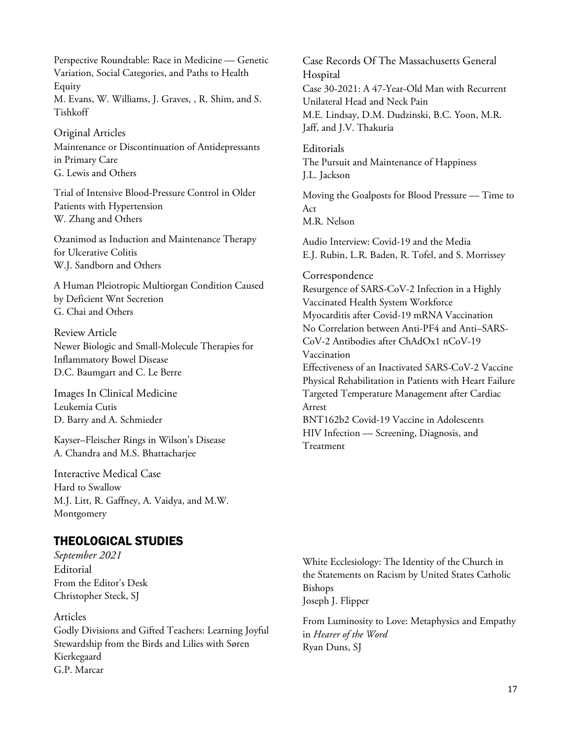Perspective Roundtable: Race in Medicine — Genetic Variation, Social Categories, and Paths to Health Equity
M. Evans, W. Williams, J. Graves, , R. Shim, and S. Tishkoff

Original Articles
Maintenance or Discontinuation of Antidepressants in Primary Care
G. Lewis and Others

Trial of Intensive Blood-Pressure Control in Older Patients with Hypertension
W. Zhang and Others

Ozanimod as Induction and Maintenance Therapy for Ulcerative Colitis
W.J. Sandborn and Others

A Human Pleiotropic Multiorgan Condition Caused by Deficient Wnt Secretion
G. Chai and Others

Review Article
Newer Biologic and Small-Molecule Therapies for Inflammatory Bowel Disease
D.C. Baumgart and C. Le Berre

Images In Clinical Medicine
Leukemia Cutis
D. Barry and A. Schmieder

Kayser–Fleischer Rings in Wilson's Disease
A. Chandra and M.S. Bhattacharjee

Interactive Medical Case
Hard to Swallow
M.J. Litt, R. Gaffney, A. Vaidya, and M.W. Montgomery

Case Records Of The Massachusetts General Hospital
Case 30-2021: A 47-Year-Old Man with Recurrent Unilateral Head and Neck Pain
M.E. Lindsay, D.M. Dudzinski, B.C. Yoon, M.R. Jaff, and J.V. Thakuria

Editorials
The Pursuit and Maintenance of Happiness
J.L. Jackson

Moving the Goalposts for Blood Pressure — Time to Act
M.R. Nelson

Audio Interview: Covid-19 and the Media
E.J. Rubin, L.R. Baden, R. Tofel, and S. Morrissey

Correspondence
Resurgence of SARS-CoV-2 Infection in a Highly Vaccinated Health System Workforce
Myocarditis after Covid-19 mRNA Vaccination
No Correlation between Anti-PF4 and Anti–SARS-CoV-2 Antibodies after ChAdOx1 nCoV-19 Vaccination
Effectiveness of an Inactivated SARS-CoV-2 Vaccine
Physical Rehabilitation in Patients with Heart Failure
Targeted Temperature Management after Cardiac Arrest
BNT162b2 Covid-19 Vaccine in Adolescents
HIV Infection — Screening, Diagnosis, and Treatment

## THEOLOGICAL STUDIES

*September 2021*

Editorial
From the Editor's Desk
Christopher Steck, SJ

Articles
Godly Divisions and Gifted Teachers: Learning Joyful Stewardship from the Birds and Lilies with Søren Kierkegaard
G.P. Marcar

White Ecclesiology: The Identity of the Church in the Statements on Racism by United States Catholic Bishops
Joseph J. Flipper

From Luminosity to Love: Metaphysics and Empathy in *Hearer of the Word*
Ryan Duns, SJ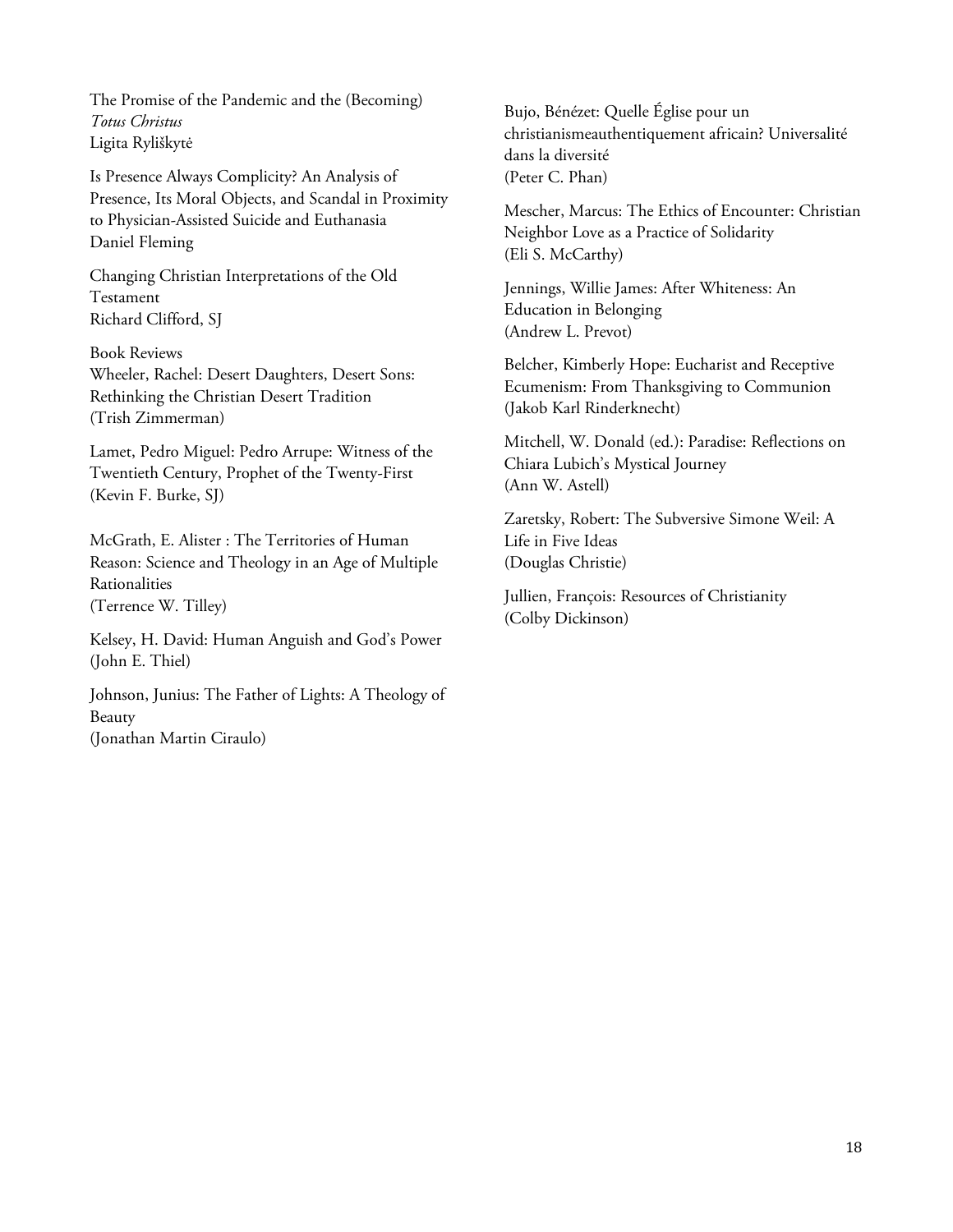The Promise of the Pandemic and the (Becoming) *Totus Christus*
Ligita Ryliškytė

Is Presence Always Complicity? An Analysis of Presence, Its Moral Objects, and Scandal in Proximity to Physician-Assisted Suicide and Euthanasia
Daniel Fleming

Changing Christian Interpretations of the Old Testament
Richard Clifford, SJ

Book Reviews
Wheeler, Rachel: Desert Daughters, Desert Sons: Rethinking the Christian Desert Tradition
(Trish Zimmerman)

Lamet, Pedro Miguel: Pedro Arrupe: Witness of the Twentieth Century, Prophet of the Twenty-First
(Kevin F. Burke, SJ)

McGrath, E. Alister : The Territories of Human Reason: Science and Theology in an Age of Multiple Rationalities
(Terrence W. Tilley)

Kelsey, H. David: Human Anguish and God's Power
(John E. Thiel)

Johnson, Junius: The Father of Lights: A Theology of Beauty
(Jonathan Martin Ciraulo)

Bujo, Bénézet: Quelle Église pour un christianismeauthentiquement africain? Universalité dans la diversité
(Peter C. Phan)

Mescher, Marcus: The Ethics of Encounter: Christian Neighbor Love as a Practice of Solidarity
(Eli S. McCarthy)

Jennings, Willie James: After Whiteness: An Education in Belonging
(Andrew L. Prevot)

Belcher, Kimberly Hope: Eucharist and Receptive Ecumenism: From Thanksgiving to Communion
(Jakob Karl Rinderknecht)

Mitchell, W. Donald (ed.): Paradise: Reflections on Chiara Lubich's Mystical Journey
(Ann W. Astell)

Zaretsky, Robert: The Subversive Simone Weil: A Life in Five Ideas
(Douglas Christie)

Jullien, François: Resources of Christianity
(Colby Dickinson)